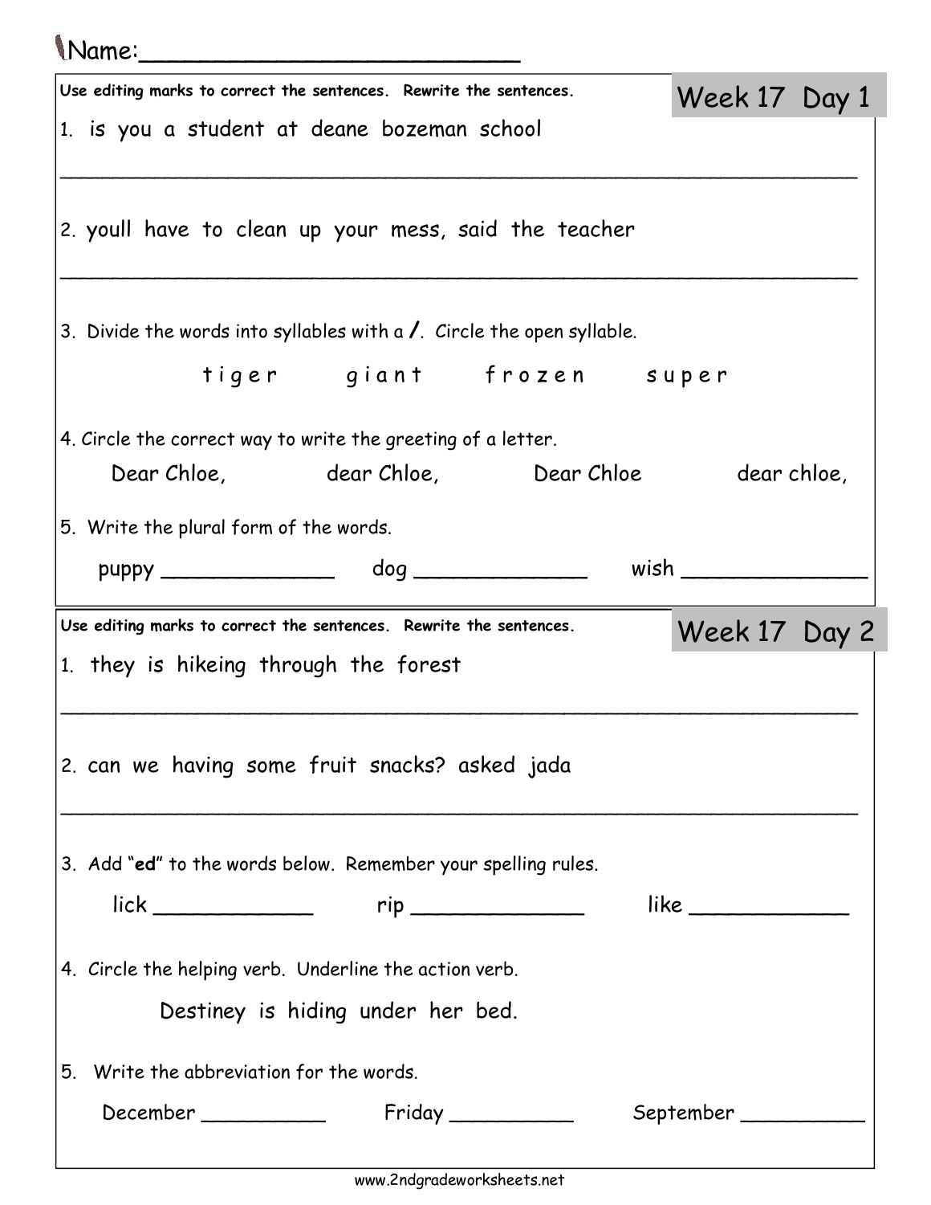Name:_________________________

## Week 17 Day 1

**Use editing marks to correct the sentences. Rewrite the sentences.**

1. is you a student at deane bozeman school

_______________________________________________________________

2. youll have to clean up your mess, said the teacher

_______________________________________________________________

3. Divide the words into syllables with a **/**. Circle the open syllable.

t i g e r     g i a n t     f r o z e n     s u p e r

4. Circle the correct way to write the greeting of a letter.

Dear Chloe,     dear Chloe,     Dear Chloe     dear chloe,

5. Write the plural form of the words.

puppy _____________     dog _____________     wish _____________

## Week 17 Day 2

**Use editing marks to correct the sentences. Rewrite the sentences.**

1. they is hikeing through the forest

_______________________________________________________________

2. can we having some fruit snacks? asked jada

_______________________________________________________________

3. Add "**ed**" to the words below. Remember your spelling rules.

lick ____________     rip _____________     like ____________

4. Circle the helping verb. Underline the action verb.

Destiney is hiding under her bed.

5. Write the abbreviation for the words.

December __________     Friday __________     September __________

www.2ndgradeworksheets.net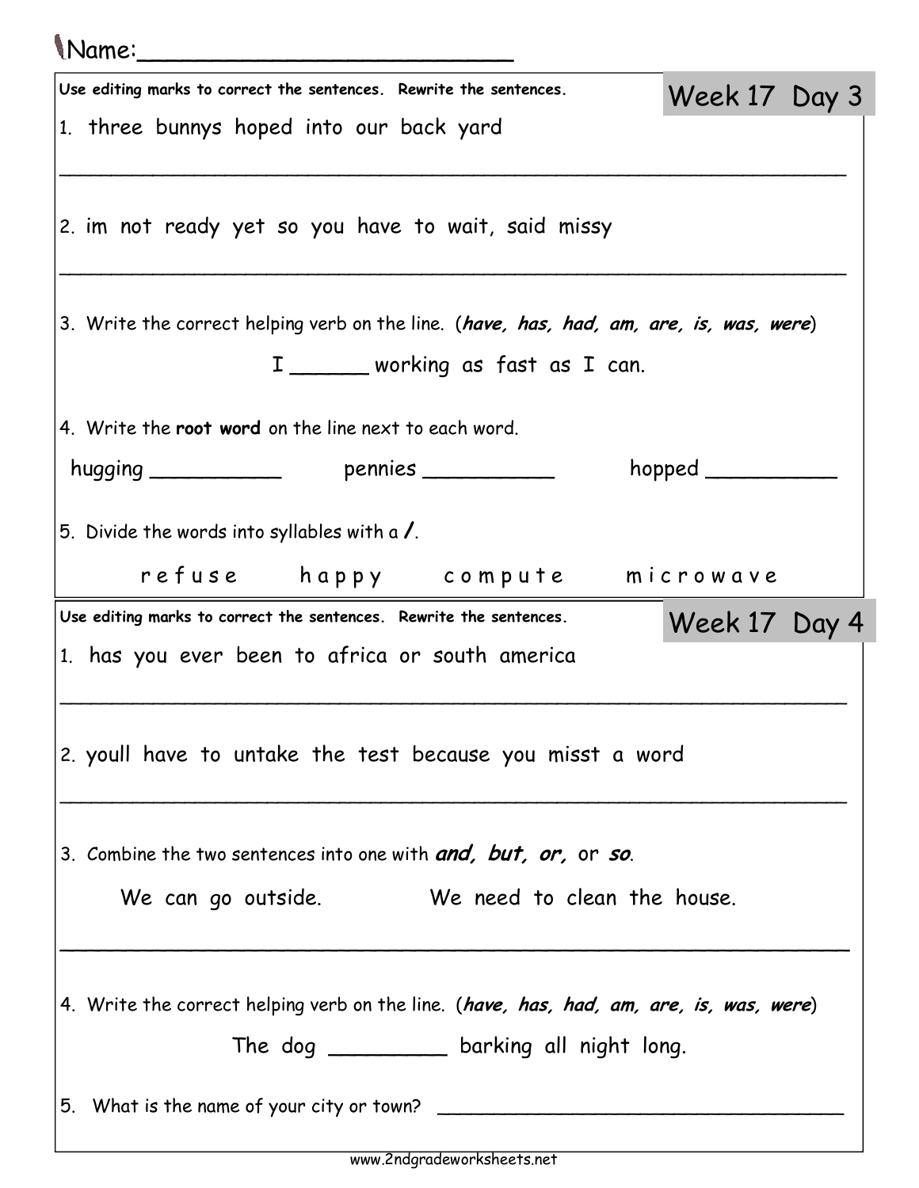Name:___________________________

## Week 17 Day 3

Use editing marks to correct the sentences. Rewrite the sentences.

1. three bunnys hoped into our back yard

___________________________________________________________________

2. im not ready yet so you have to wait, said missy

___________________________________________________________________

3. Write the correct helping verb on the line. (***have, has, had, am, are, is, was, were***)

   I ______ working as fast as I can.

4. Write the **root word** on the line next to each word.

   hugging __________ pennies __________ hopped __________

5. Divide the words into syllables with a **/**.

   r e f u s e     h a p p y     c o m p u t e     m i c r o w a v e

## Week 17 Day 4

Use editing marks to correct the sentences. Rewrite the sentences.

1. has you ever been to africa or south america

___________________________________________________________________

2. youll have to untake the test because you misst a word

___________________________________________________________________

3. Combine the two sentences into one with ***and, but, or,*** or ***so***.

   We can go outside.     We need to clean the house.

___________________________________________________________________

4. Write the correct helping verb on the line. (***have, has, had, am, are, is, was, were***)

   The dog _________ barking all night long.

5. What is the name of your city or town? ________________________________

www.2ndgradeworksheets.net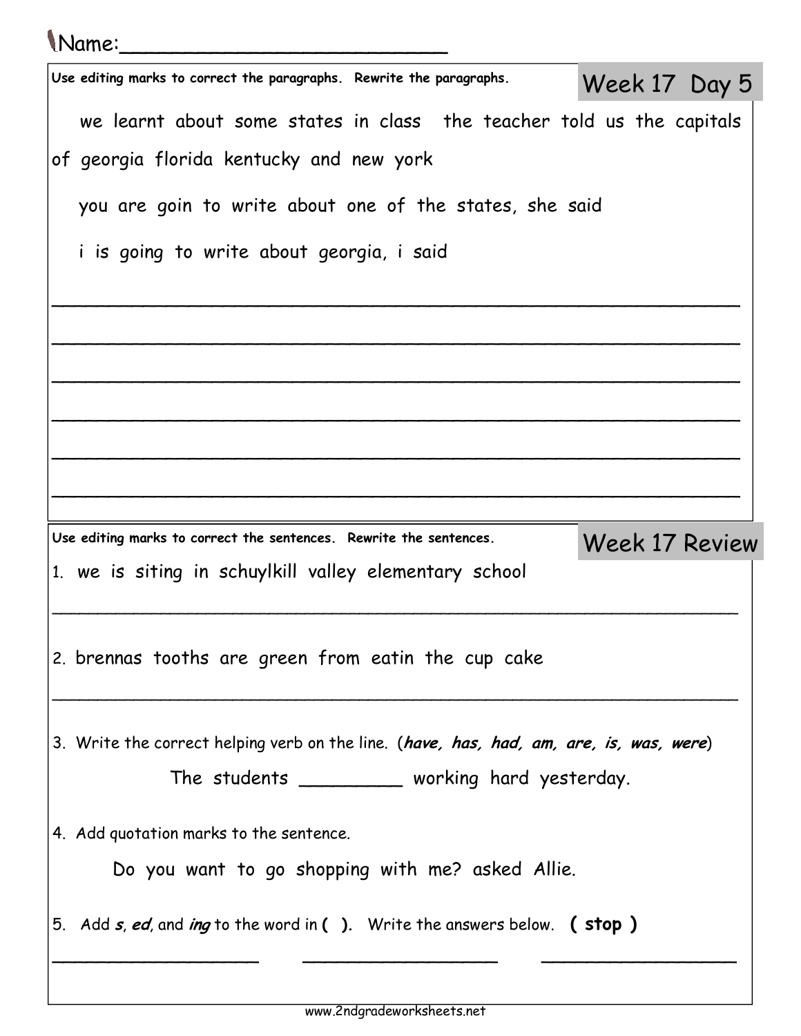Name:\_\_\_\_\_\_\_\_\_\_\_\_\_\_\_\_\_\_\_\_\_\_\_\_\_\_

Use editing marks to correct the paragraphs. Rewrite the paragraphs.

## Week 17 Day 5

we learnt about some states in class the teacher told us the capitals of georgia florida kentucky and new york

you are goin to write about one of the states, she said

i is going to write about georgia, i said

\_\_\_\_\_\_\_\_\_\_\_\_\_\_\_\_\_\_\_\_\_\_\_\_\_\_\_\_\_\_\_\_\_\_\_\_\_\_\_\_\_\_\_\_\_\_\_\_\_\_\_\_\_\_\_\_\_\_\_\_

\_\_\_\_\_\_\_\_\_\_\_\_\_\_\_\_\_\_\_\_\_\_\_\_\_\_\_\_\_\_\_\_\_\_\_\_\_\_\_\_\_\_\_\_\_\_\_\_\_\_\_\_\_\_\_\_\_\_\_\_

\_\_\_\_\_\_\_\_\_\_\_\_\_\_\_\_\_\_\_\_\_\_\_\_\_\_\_\_\_\_\_\_\_\_\_\_\_\_\_\_\_\_\_\_\_\_\_\_\_\_\_\_\_\_\_\_\_\_\_\_

\_\_\_\_\_\_\_\_\_\_\_\_\_\_\_\_\_\_\_\_\_\_\_\_\_\_\_\_\_\_\_\_\_\_\_\_\_\_\_\_\_\_\_\_\_\_\_\_\_\_\_\_\_\_\_\_\_\_\_\_

\_\_\_\_\_\_\_\_\_\_\_\_\_\_\_\_\_\_\_\_\_\_\_\_\_\_\_\_\_\_\_\_\_\_\_\_\_\_\_\_\_\_\_\_\_\_\_\_\_\_\_\_\_\_\_\_\_\_\_\_

\_\_\_\_\_\_\_\_\_\_\_\_\_\_\_\_\_\_\_\_\_\_\_\_\_\_\_\_\_\_\_\_\_\_\_\_\_\_\_\_\_\_\_\_\_\_\_\_\_\_\_\_\_\_\_\_\_\_\_\_

Use editing marks to correct the sentences. Rewrite the sentences.

## Week 17 Review

1. we is siting in schuylkill valley elementary school

\_\_\_\_\_\_\_\_\_\_\_\_\_\_\_\_\_\_\_\_\_\_\_\_\_\_\_\_\_\_\_\_\_\_\_\_\_\_\_\_\_\_\_\_\_\_\_\_\_\_\_\_\_\_\_\_\_\_\_\_

2. brennas tooths are green from eatin the cup cake

\_\_\_\_\_\_\_\_\_\_\_\_\_\_\_\_\_\_\_\_\_\_\_\_\_\_\_\_\_\_\_\_\_\_\_\_\_\_\_\_\_\_\_\_\_\_\_\_\_\_\_\_\_\_\_\_\_\_\_\_

3. Write the correct helping verb on the line. (***have, has, had, am, are, is, was, were***)

The students \_\_\_\_\_\_\_\_\_ working hard yesterday.

4. Add quotation marks to the sentence.

Do you want to go shopping with me? asked Allie.

5. Add ***s***, ***ed***, and ***ing*** to the word in **( )**. Write the answers below. **( stop )**

\_\_\_\_\_\_\_\_\_\_\_\_\_\_\_\_\_\_\_\_    \_\_\_\_\_\_\_\_\_\_\_\_\_\_\_\_\_\_\_\_    \_\_\_\_\_\_\_\_\_\_\_\_\_\_\_\_\_\_\_\_

www.2ndgradeworksheets.net